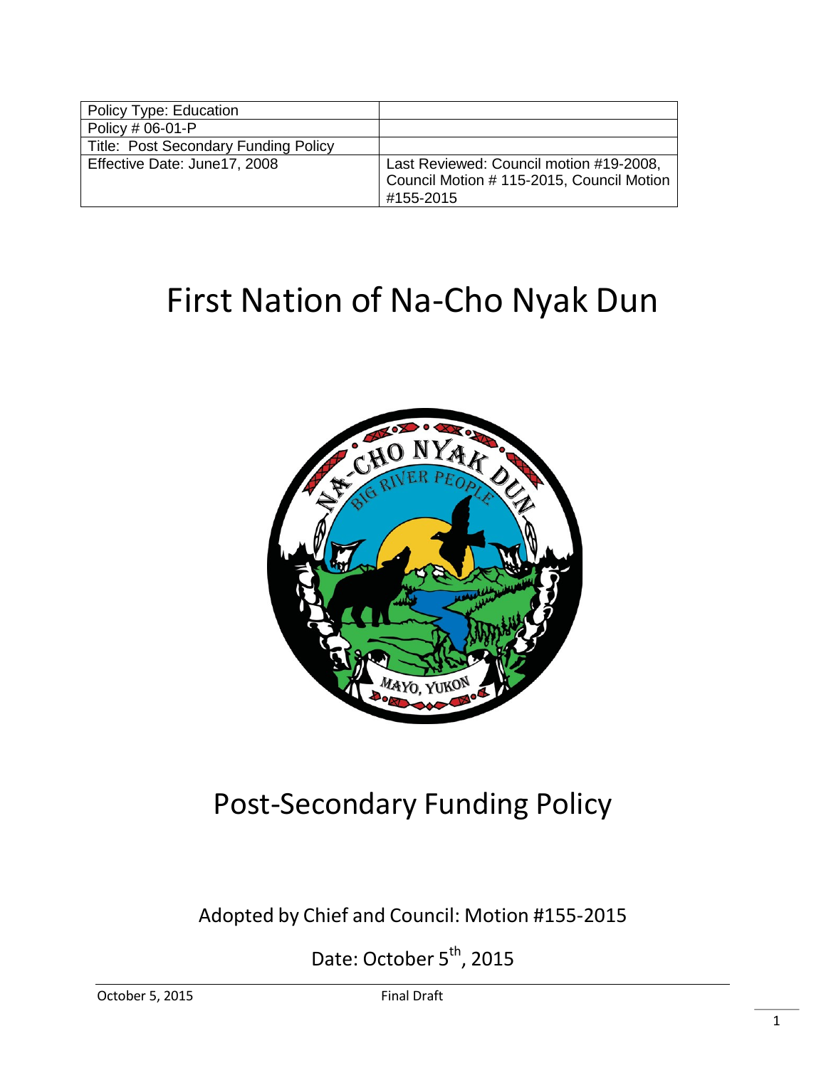| Policy Type: Education | |
|---|---|
| Policy # 06-01-P | |
| Title: Post Secondary Funding Policy | |
| Effective Date: June17, 2008 | Last Reviewed: Council motion #19-2008, Council Motion # 115-2015, Council Motion #155-2015 |

# First Nation of Na-Cho Nyak Dun

# Post-Secondary Funding Policy

Adopted by Chief and Council: Motion #155-2015

Date: October 5th, 2015

October 5, 2015 Final Draft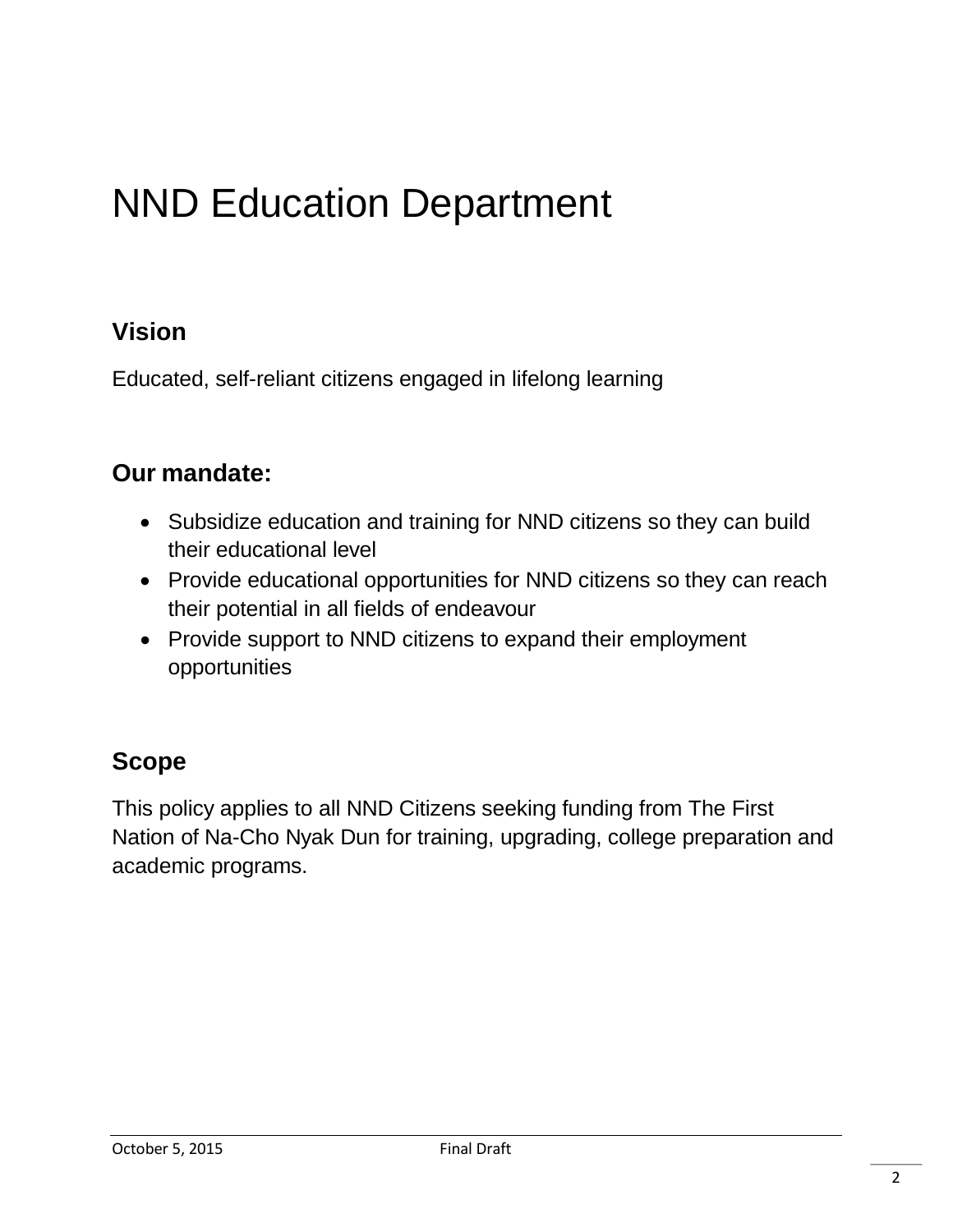# NND Education Department

## Vision

Educated, self-reliant citizens engaged in lifelong learning

## Our mandate:

- Subsidize education and training for NND citizens so they can build their educational level
- Provide educational opportunities for NND citizens so they can reach their potential in all fields of endeavour
- Provide support to NND citizens to expand their employment opportunities

## Scope

This policy applies to all NND Citizens seeking funding from The First Nation of Na-Cho Nyak Dun for training, upgrading, college preparation and academic programs.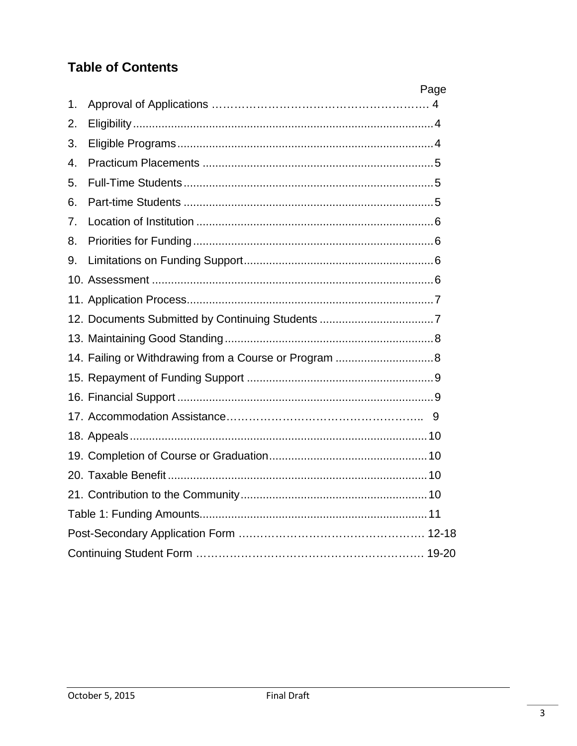## Table of Contents

| | | Page |
|---|---|---|
| 1. | Approval of Applications | 4 |
| 2. | Eligibility | 4 |
| 3. | Eligible Programs | 4 |
| 4. | Practicum Placements | 5 |
| 5. | Full-Time Students | 5 |
| 6. | Part-time Students | 5 |
| 7. | Location of Institution | 6 |
| 8. | Priorities for Funding | 6 |
| 9. | Limitations on Funding Support | 6 |
| 10. | Assessment | 6 |
| 11. | Application Process | 7 |
| 12. | Documents Submitted by Continuing Students | 7 |
| 13. | Maintaining Good Standing | 8 |
| 14. | Failing or Withdrawing from a Course or Program | 8 |
| 15. | Repayment of Funding Support | 9 |
| 16. | Financial Support | 9 |
| 17. | Accommodation Assistance | 9 |
| 18. | Appeals | 10 |
| 19. | Completion of Course or Graduation | 10 |
| 20. | Taxable Benefit | 10 |
| 21. | Contribution to the Community | 10 |
| | Table 1: Funding Amounts | 11 |
| | Post-Secondary Application Form | 12-18 |
| | Continuing Student Form | 19-20 |

October 5, 2015 Final Draft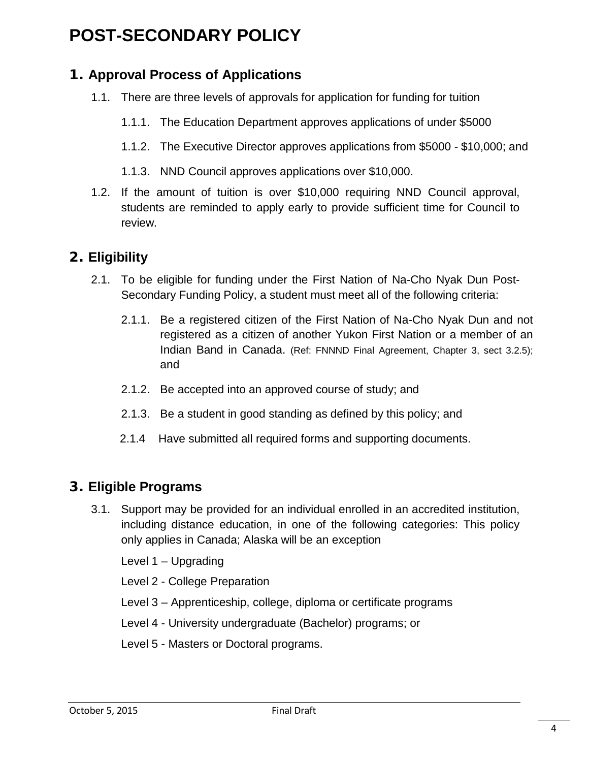# POST-SECONDARY POLICY

## 1. Approval Process of Applications

1.1. There are three levels of approvals for application for funding for tuition

1.1.1. The Education Department approves applications of under $5000

1.1.2. The Executive Director approves applications from $5000 - $10,000; and

1.1.3. NND Council approves applications over $10,000.

1.2. If the amount of tuition is over $10,000 requiring NND Council approval, students are reminded to apply early to provide sufficient time for Council to review.

## 2. Eligibility

2.1. To be eligible for funding under the First Nation of Na-Cho Nyak Dun Post-Secondary Funding Policy, a student must meet all of the following criteria:

2.1.1. Be a registered citizen of the First Nation of Na-Cho Nyak Dun and not registered as a citizen of another Yukon First Nation or a member of an Indian Band in Canada. (Ref: FNNND Final Agreement, Chapter 3, sect 3.2.5); and

2.1.2. Be accepted into an approved course of study; and

2.1.3. Be a student in good standing as defined by this policy; and

2.1.4 Have submitted all required forms and supporting documents.

## 3. Eligible Programs

3.1. Support may be provided for an individual enrolled in an accredited institution, including distance education, in one of the following categories: This policy only applies in Canada; Alaska will be an exception

Level 1 – Upgrading

Level 2 - College Preparation

Level 3 – Apprenticeship, college, diploma or certificate programs

Level 4 - University undergraduate (Bachelor) programs; or

Level 5 - Masters or Doctoral programs.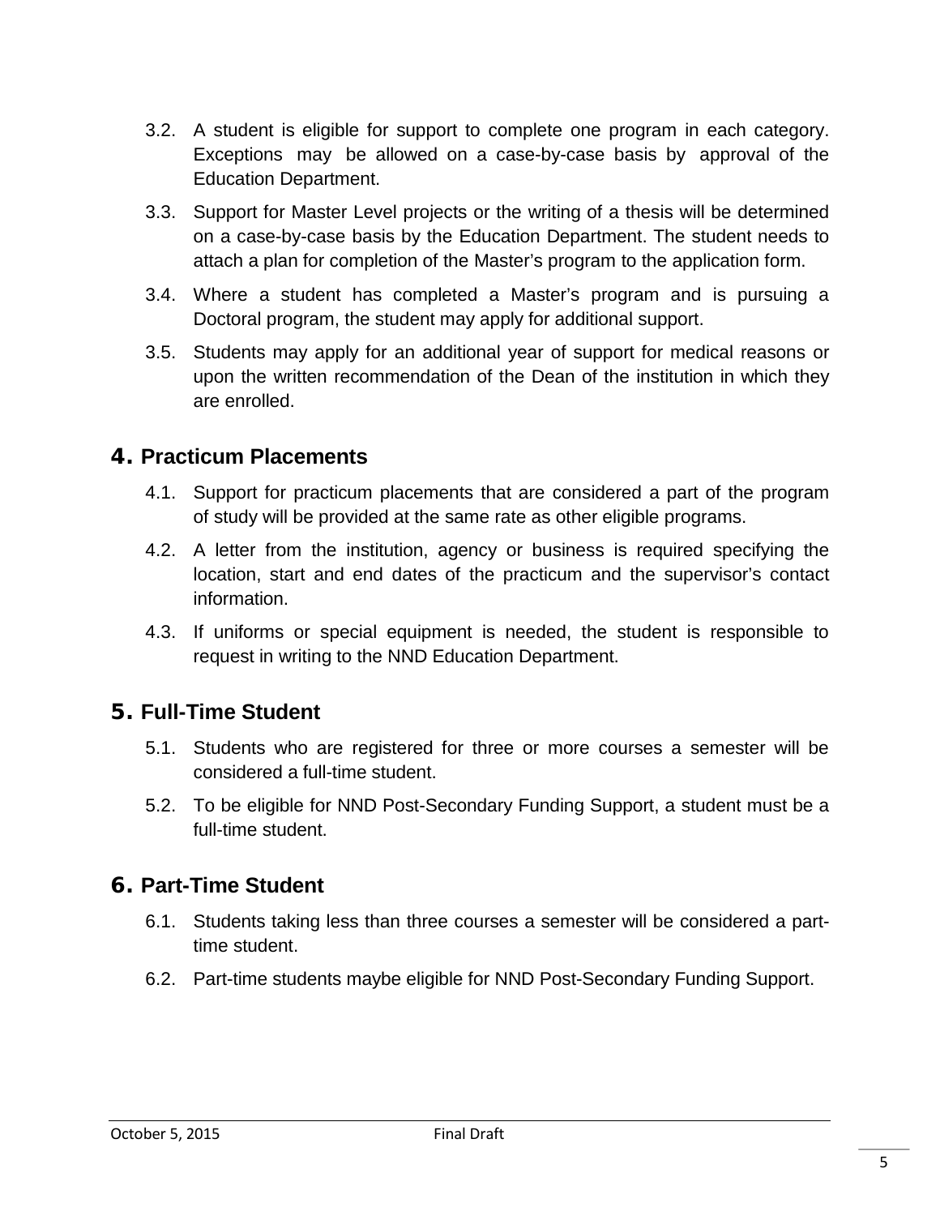3.2. A student is eligible for support to complete one program in each category. Exceptions may be allowed on a case-by-case basis by approval of the Education Department.

3.3. Support for Master Level projects or the writing of a thesis will be determined on a case-by-case basis by the Education Department. The student needs to attach a plan for completion of the Master's program to the application form.

3.4. Where a student has completed a Master's program and is pursuing a Doctoral program, the student may apply for additional support.

3.5. Students may apply for an additional year of support for medical reasons or upon the written recommendation of the Dean of the institution in which they are enrolled.

## 4. Practicum Placements

4.1. Support for practicum placements that are considered a part of the program of study will be provided at the same rate as other eligible programs.

4.2. A letter from the institution, agency or business is required specifying the location, start and end dates of the practicum and the supervisor's contact information.

4.3. If uniforms or special equipment is needed, the student is responsible to request in writing to the NND Education Department.

## 5. Full-Time Student

5.1. Students who are registered for three or more courses a semester will be considered a full-time student.

5.2. To be eligible for NND Post-Secondary Funding Support, a student must be a full-time student.

## 6. Part-Time Student

6.1. Students taking less than three courses a semester will be considered a part-time student.

6.2. Part-time students maybe eligible for NND Post-Secondary Funding Support.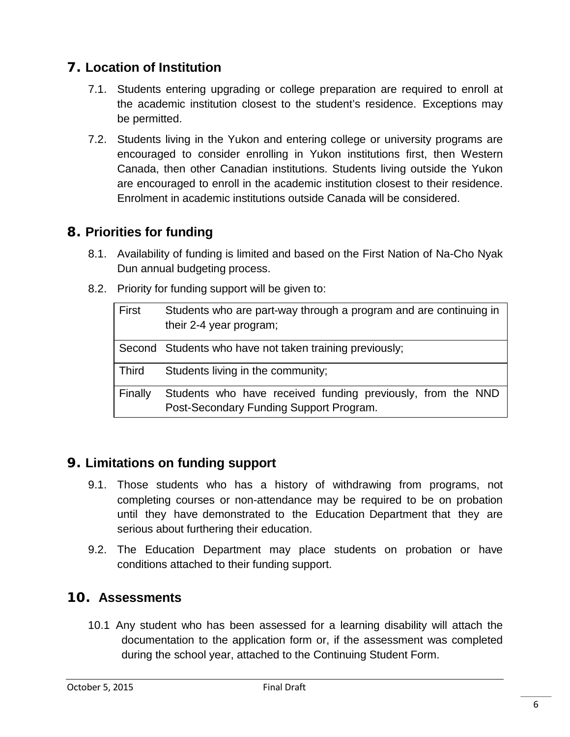## 7. Location of Institution

7.1. Students entering upgrading or college preparation are required to enroll at the academic institution closest to the student's residence. Exceptions may be permitted.

7.2. Students living in the Yukon and entering college or university programs are encouraged to consider enrolling in Yukon institutions first, then Western Canada, then other Canadian institutions. Students living outside the Yukon are encouraged to enroll in the academic institution closest to their residence. Enrolment in academic institutions outside Canada will be considered.

## 8. Priorities for funding

8.1. Availability of funding is limited and based on the First Nation of Na-Cho Nyak Dun annual budgeting process.

8.2. Priority for funding support will be given to:

| | |
|---|---|
| First | Students who are part-way through a program and are continuing in their 2-4 year program; |
| Second | Students who have not taken training previously; |
| Third | Students living in the community; |
| Finally | Students who have received funding previously, from the NND Post-Secondary Funding Support Program. |

## 9. Limitations on funding support

9.1. Those students who has a history of withdrawing from programs, not completing courses or non-attendance may be required to be on probation until they have demonstrated to the Education Department that they are serious about furthering their education.

9.2. The Education Department may place students on probation or have conditions attached to their funding support.

## 10. Assessments

10.1 Any student who has been assessed for a learning disability will attach the documentation to the application form or, if the assessment was completed during the school year, attached to the Continuing Student Form.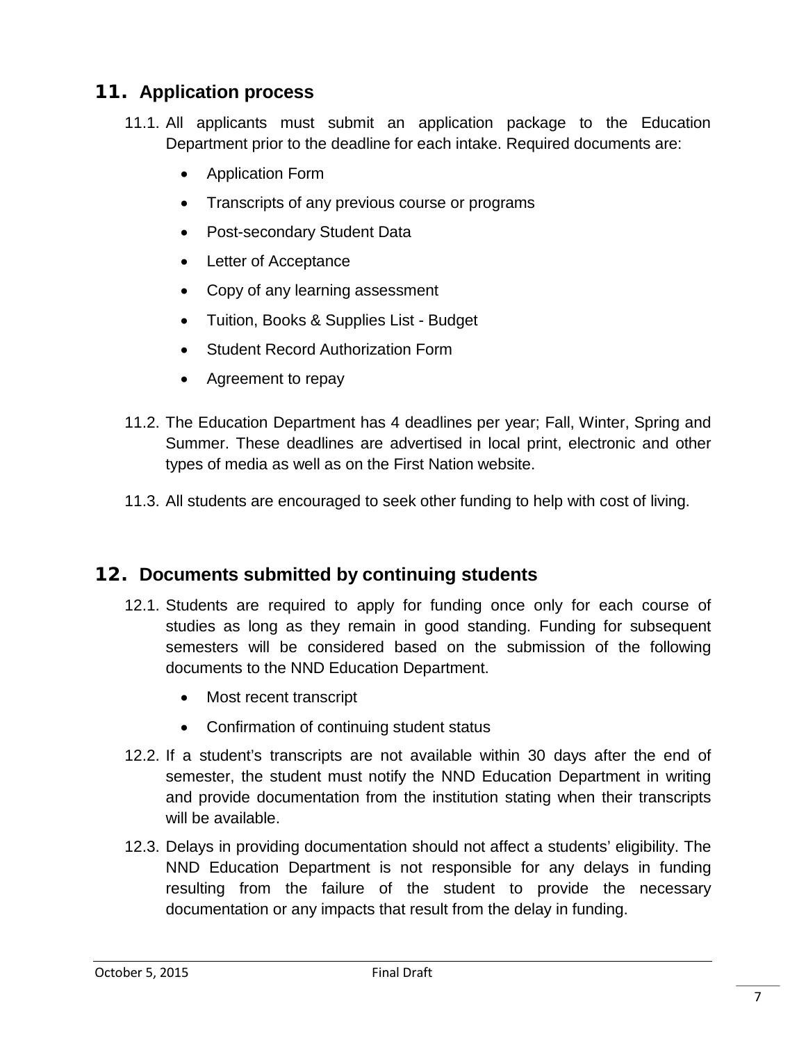## 11. Application process

11.1. All applicants must submit an application package to the Education Department prior to the deadline for each intake. Required documents are:

- Application Form
- Transcripts of any previous course or programs
- Post-secondary Student Data
- Letter of Acceptance
- Copy of any learning assessment
- Tuition, Books & Supplies List - Budget
- Student Record Authorization Form
- Agreement to repay

11.2. The Education Department has 4 deadlines per year; Fall, Winter, Spring and Summer. These deadlines are advertised in local print, electronic and other types of media as well as on the First Nation website.

11.3. All students are encouraged to seek other funding to help with cost of living.

## 12. Documents submitted by continuing students

12.1. Students are required to apply for funding once only for each course of studies as long as they remain in good standing. Funding for subsequent semesters will be considered based on the submission of the following documents to the NND Education Department.

- Most recent transcript
- Confirmation of continuing student status

12.2. If a student's transcripts are not available within 30 days after the end of semester, the student must notify the NND Education Department in writing and provide documentation from the institution stating when their transcripts will be available.

12.3. Delays in providing documentation should not affect a students' eligibility. The NND Education Department is not responsible for any delays in funding resulting from the failure of the student to provide the necessary documentation or any impacts that result from the delay in funding.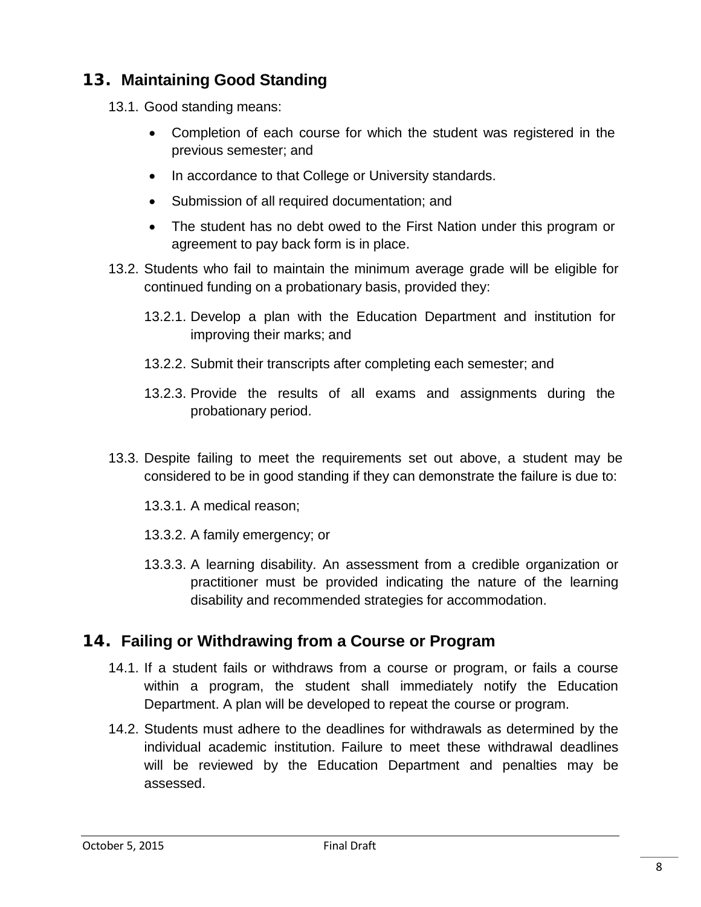## 13. Maintaining Good Standing

13.1. Good standing means:

- Completion of each course for which the student was registered in the previous semester; and
- In accordance to that College or University standards.
- Submission of all required documentation; and
- The student has no debt owed to the First Nation under this program or agreement to pay back form is in place.

13.2. Students who fail to maintain the minimum average grade will be eligible for continued funding on a probationary basis, provided they:

13.2.1. Develop a plan with the Education Department and institution for improving their marks; and

13.2.2. Submit their transcripts after completing each semester; and

13.2.3. Provide the results of all exams and assignments during the probationary period.

13.3. Despite failing to meet the requirements set out above, a student may be considered to be in good standing if they can demonstrate the failure is due to:

13.3.1. A medical reason;

13.3.2. A family emergency; or

13.3.3. A learning disability. An assessment from a credible organization or practitioner must be provided indicating the nature of the learning disability and recommended strategies for accommodation.

## 14. Failing or Withdrawing from a Course or Program

14.1. If a student fails or withdraws from a course or program, or fails a course within a program, the student shall immediately notify the Education Department. A plan will be developed to repeat the course or program.

14.2. Students must adhere to the deadlines for withdrawals as determined by the individual academic institution. Failure to meet these withdrawal deadlines will be reviewed by the Education Department and penalties may be assessed.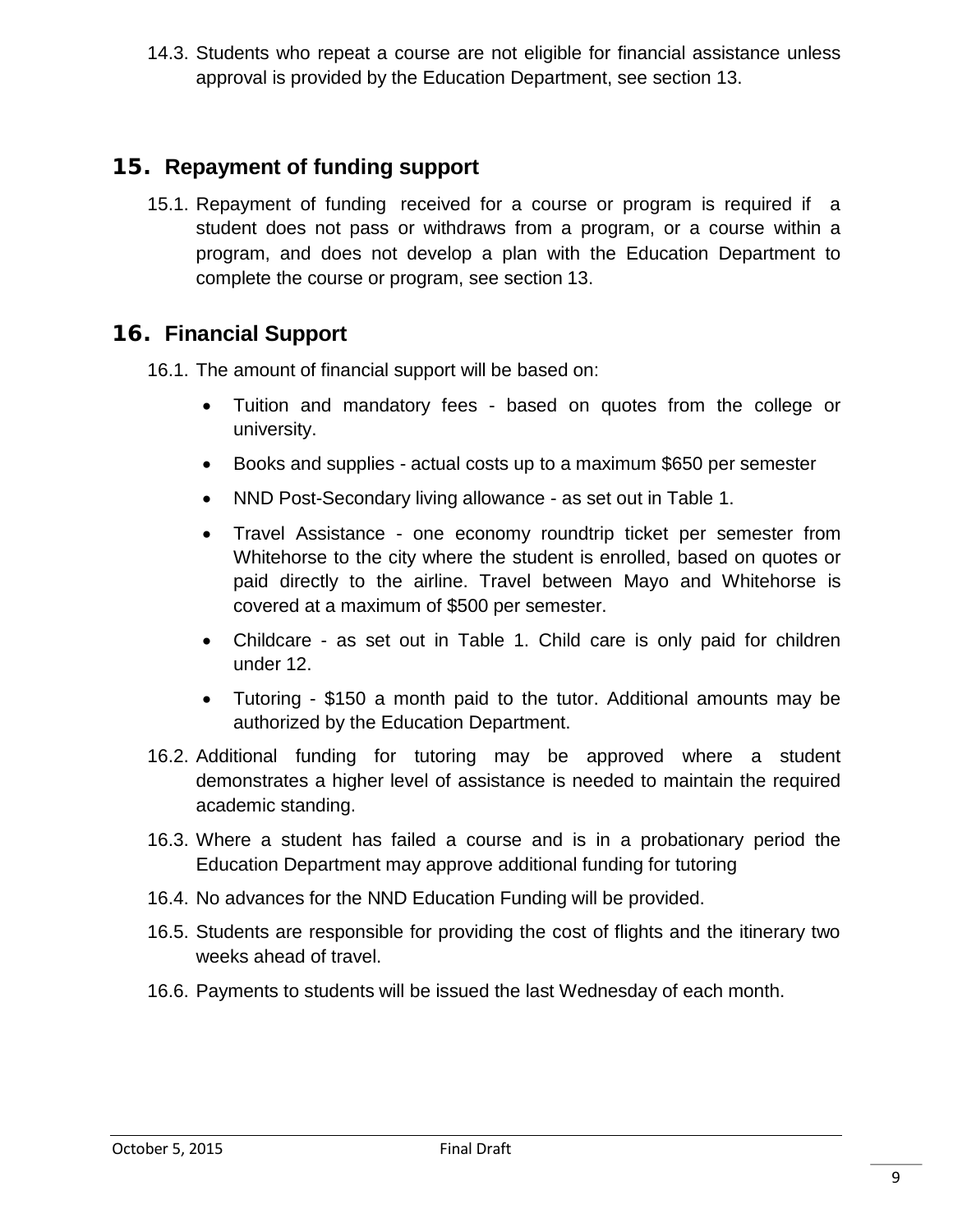14.3. Students who repeat a course are not eligible for financial assistance unless approval is provided by the Education Department, see section 13.

## 15. Repayment of funding support

15.1. Repayment of funding received for a course or program is required if a student does not pass or withdraws from a program, or a course within a program, and does not develop a plan with the Education Department to complete the course or program, see section 13.

## 16. Financial Support

16.1. The amount of financial support will be based on:

- Tuition and mandatory fees - based on quotes from the college or university.
- Books and supplies - actual costs up to a maximum $650 per semester
- NND Post-Secondary living allowance - as set out in Table 1.
- Travel Assistance - one economy roundtrip ticket per semester from Whitehorse to the city where the student is enrolled, based on quotes or paid directly to the airline. Travel between Mayo and Whitehorse is covered at a maximum of $500 per semester.
- Childcare - as set out in Table 1. Child care is only paid for children under 12.
- Tutoring - $150 a month paid to the tutor. Additional amounts may be authorized by the Education Department.

16.2. Additional funding for tutoring may be approved where a student demonstrates a higher level of assistance is needed to maintain the required academic standing.

16.3. Where a student has failed a course and is in a probationary period the Education Department may approve additional funding for tutoring

16.4. No advances for the NND Education Funding will be provided.

16.5. Students are responsible for providing the cost of flights and the itinerary two weeks ahead of travel.

16.6. Payments to students will be issued the last Wednesday of each month.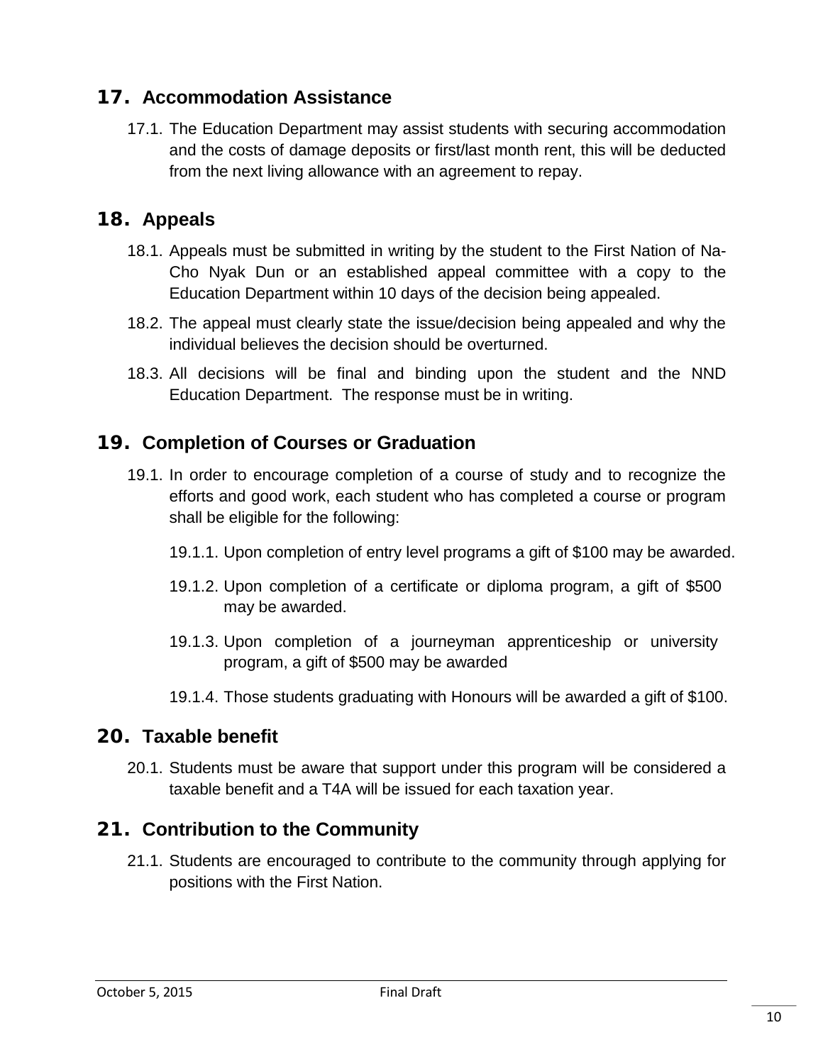## 17. Accommodation Assistance

17.1. The Education Department may assist students with securing accommodation and the costs of damage deposits or first/last month rent, this will be deducted from the next living allowance with an agreement to repay.

## 18. Appeals

18.1. Appeals must be submitted in writing by the student to the First Nation of Na-Cho Nyak Dun or an established appeal committee with a copy to the Education Department within 10 days of the decision being appealed.

18.2. The appeal must clearly state the issue/decision being appealed and why the individual believes the decision should be overturned.

18.3. All decisions will be final and binding upon the student and the NND Education Department. The response must be in writing.

## 19. Completion of Courses or Graduation

19.1. In order to encourage completion of a course of study and to recognize the efforts and good work, each student who has completed a course or program shall be eligible for the following:

19.1.1. Upon completion of entry level programs a gift of $100 may be awarded.

19.1.2. Upon completion of a certificate or diploma program, a gift of $500 may be awarded.

19.1.3. Upon completion of a journeyman apprenticeship or university program, a gift of $500 may be awarded

19.1.4. Those students graduating with Honours will be awarded a gift of $100.

## 20. Taxable benefit

20.1. Students must be aware that support under this program will be considered a taxable benefit and a T4A will be issued for each taxation year.

## 21. Contribution to the Community

21.1. Students are encouraged to contribute to the community through applying for positions with the First Nation.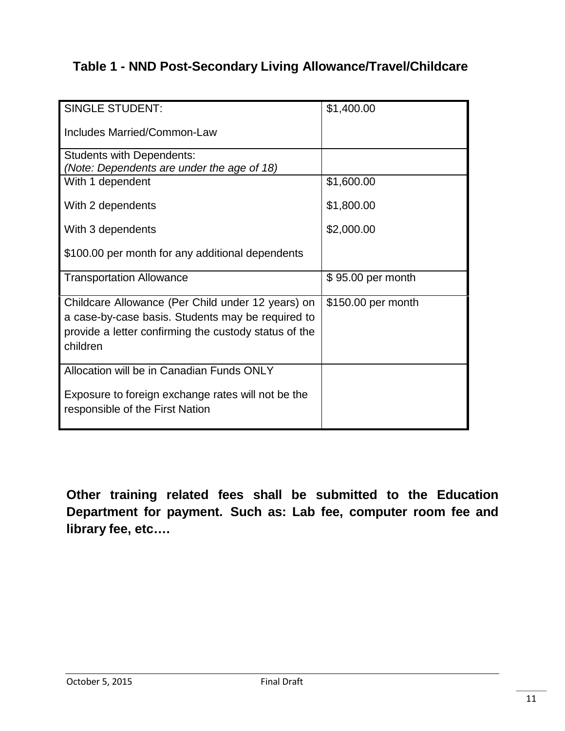## Table 1 - NND Post-Secondary Living Allowance/Travel/Childcare

| | |
|---|---|
| SINGLE STUDENT:<br><br>Includes Married/Common-Law | $1,400.00 |
| Students with Dependents:<br>*(Note: Dependents are under the age of 18)* | |
| With 1 dependent<br><br>With 2 dependents<br><br>With 3 dependents<br><br>$100.00 per month for any additional dependents | $1,600.00<br><br>$1,800.00<br><br>$2,000.00 |
| Transportation Allowance | $ 95.00 per month |
| Childcare Allowance (Per Child under 12 years) on a case-by-case basis. Students may be required to provide a letter confirming the custody status of the children | $150.00 per month |
| Allocation will be in Canadian Funds ONLY<br><br>Exposure to foreign exchange rates will not be the responsible of the First Nation | |

**Other training related fees shall be submitted to the Education Department for payment. Such as: Lab fee, computer room fee and library fee, etc….**